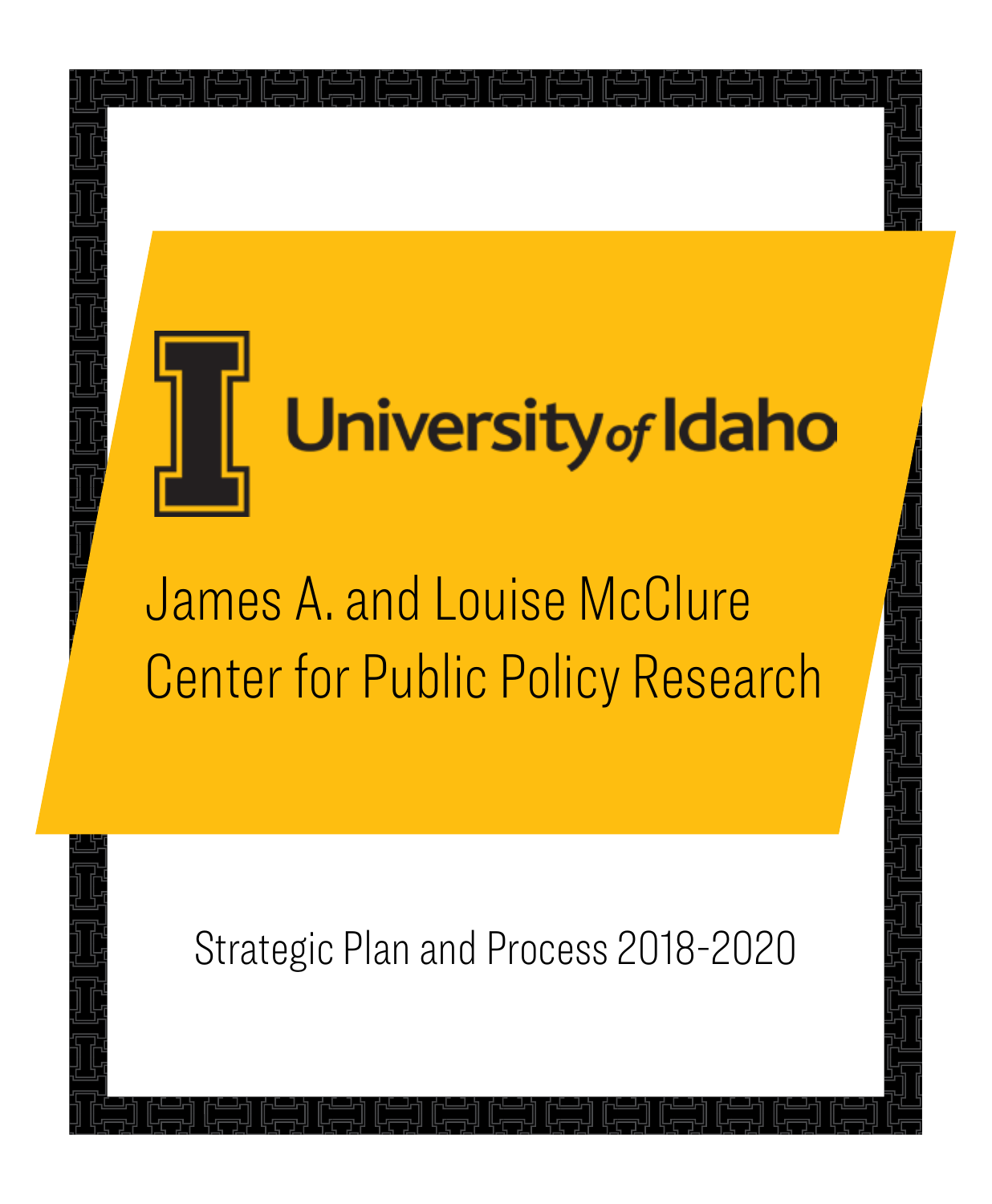University of Idaho

# James A. and Louise McClure Center for Public Policy Research

Strategic Plan and Process 2018-2020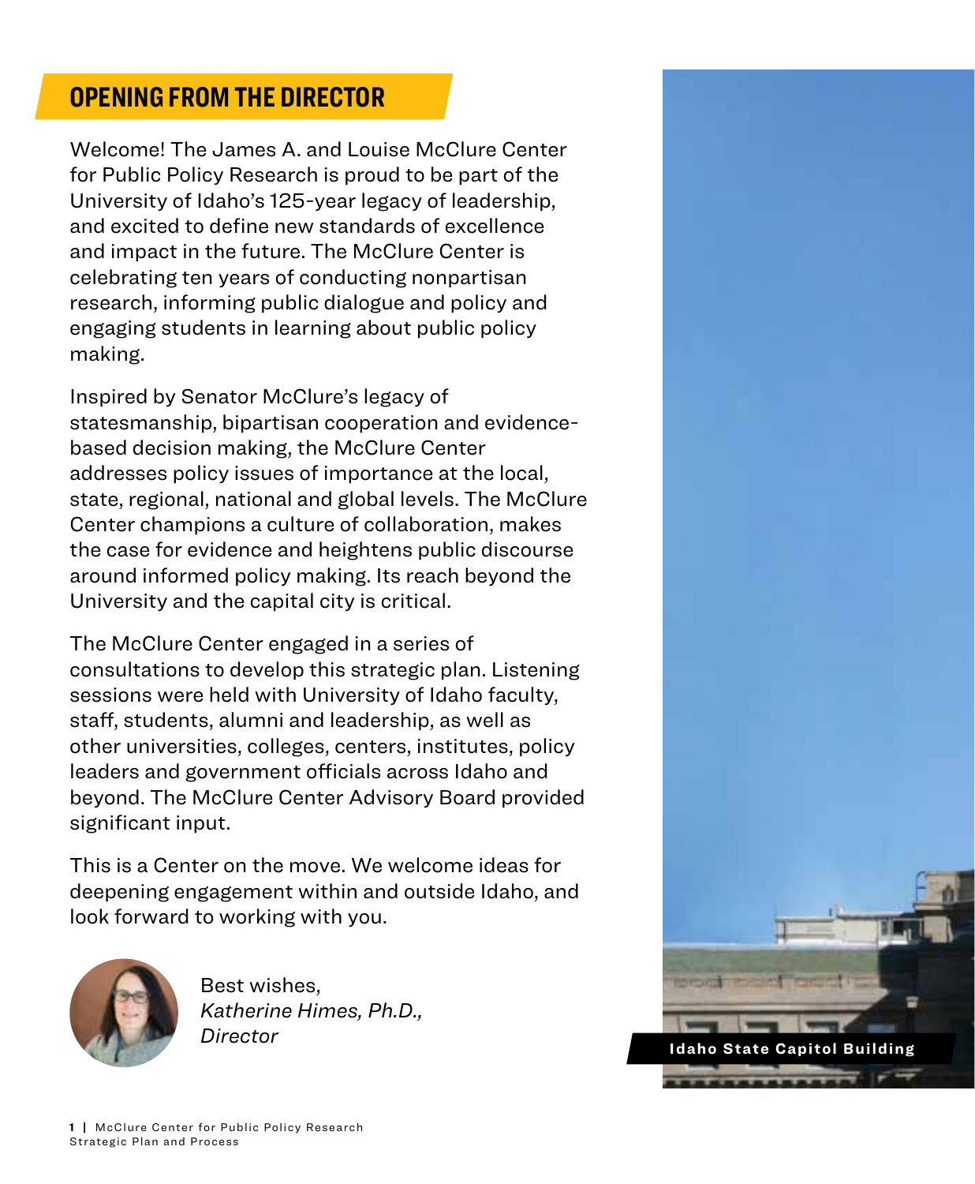## OPENING FROM THE DIRECTOR

Welcome! The James A. and Louise McClure Center for Public Policy Research is proud to be part of the University of Idaho's 125-year legacy of leadership, and excited to define new standards of excellence and impact in the future. The McClure Center is celebrating ten years of conducting nonpartisan research, informing public dialogue and policy and engaging students in learning about public policy making.

Inspired by Senator McClure's legacy of statesmanship, bipartisan cooperation and evidence-based decision making, the McClure Center addresses policy issues of importance at the local, state, regional, national and global levels. The McClure Center champions a culture of collaboration, makes the case for evidence and heightens public discourse around informed policy making. Its reach beyond the University and the capital city is critical.

The McClure Center engaged in a series of consultations to develop this strategic plan. Listening sessions were held with University of Idaho faculty, staff, students, alumni and leadership, as well as other universities, colleges, centers, institutes, policy leaders and government officials across Idaho and beyond. The McClure Center Advisory Board provided significant input.

This is a Center on the move. We welcome ideas for deepening engagement within and outside Idaho, and look forward to working with you.

Best wishes,
*Katherine Himes, Ph.D.,*
*Director*

**Idaho State Capitol Building**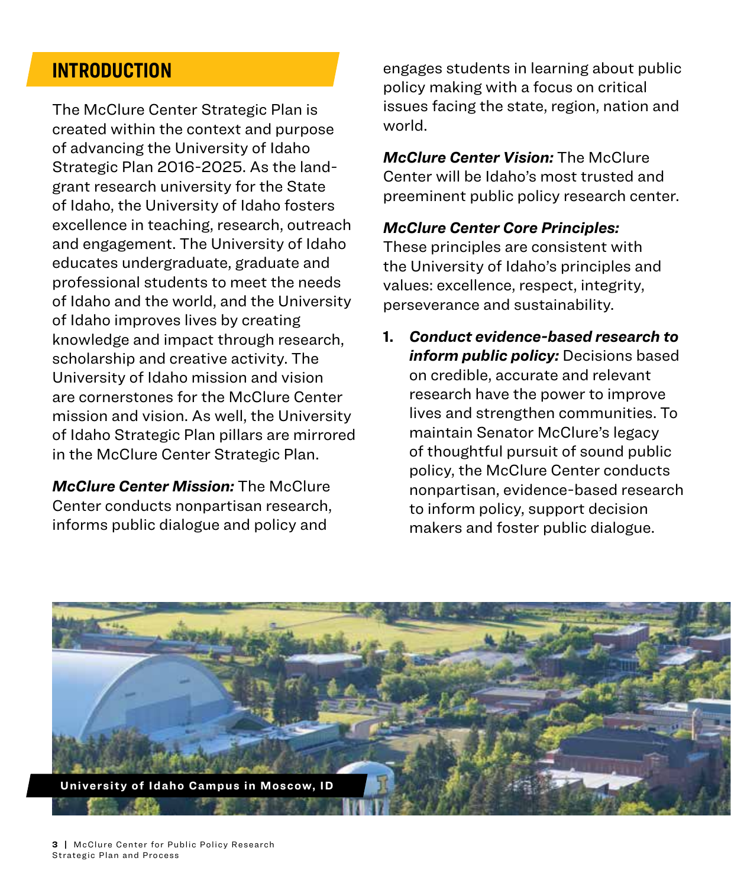## INTRODUCTION

The McClure Center Strategic Plan is created within the context and purpose of advancing the University of Idaho Strategic Plan 2016-2025. As the land-grant research university for the State of Idaho, the University of Idaho fosters excellence in teaching, research, outreach and engagement. The University of Idaho educates undergraduate, graduate and professional students to meet the needs of Idaho and the world, and the University of Idaho improves lives by creating knowledge and impact through research, scholarship and creative activity. The University of Idaho mission and vision are cornerstones for the McClure Center mission and vision. As well, the University of Idaho Strategic Plan pillars are mirrored in the McClure Center Strategic Plan.

***McClure Center Mission:*** The McClure Center conducts nonpartisan research, informs public dialogue and policy and engages students in learning about public policy making with a focus on critical issues facing the state, region, nation and world.

***McClure Center Vision:*** The McClure Center will be Idaho's most trusted and preeminent public policy research center.

***McClure Center Core Principles:*** These principles are consistent with the University of Idaho's principles and values: excellence, respect, integrity, perseverance and sustainability.

1. ***Conduct evidence-based research to inform public policy:*** Decisions based on credible, accurate and relevant research have the power to improve lives and strengthen communities. To maintain Senator McClure's legacy of thoughtful pursuit of sound public policy, the McClure Center conducts nonpartisan, evidence-based research to inform policy, support decision makers and foster public dialogue.

University of Idaho Campus in Moscow, ID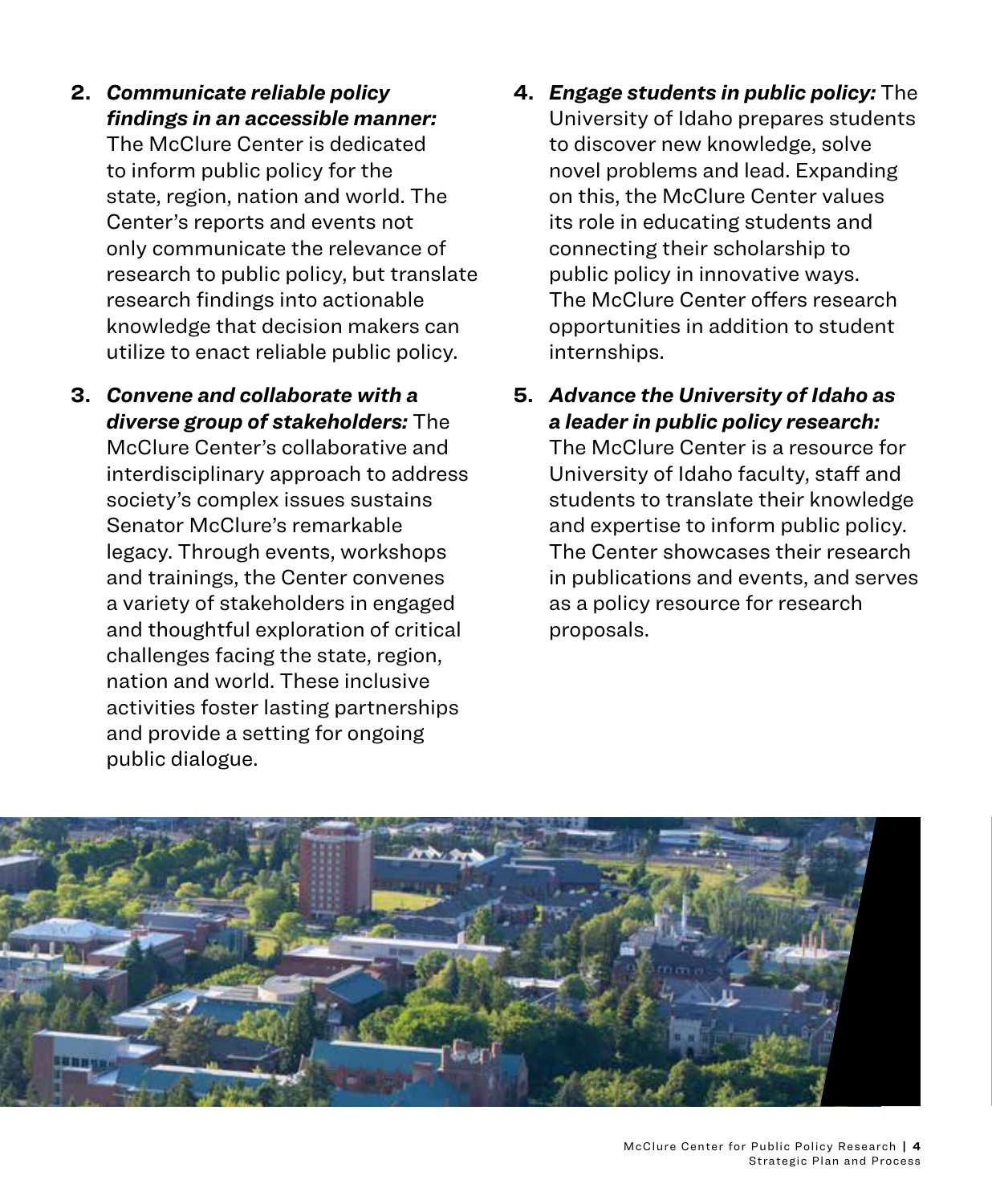2. ***Communicate reliable policy findings in an accessible manner:*** The McClure Center is dedicated to inform public policy for the state, region, nation and world. The Center's reports and events not only communicate the relevance of research to public policy, but translate research findings into actionable knowledge that decision makers can utilize to enact reliable public policy.

3. ***Convene and collaborate with a diverse group of stakeholders:*** The McClure Center's collaborative and interdisciplinary approach to address society's complex issues sustains Senator McClure's remarkable legacy. Through events, workshops and trainings, the Center convenes a variety of stakeholders in engaged and thoughtful exploration of critical challenges facing the state, region, nation and world. These inclusive activities foster lasting partnerships and provide a setting for ongoing public dialogue.

4. ***Engage students in public policy:*** The University of Idaho prepares students to discover new knowledge, solve novel problems and lead. Expanding on this, the McClure Center values its role in educating students and connecting their scholarship to public policy in innovative ways. The McClure Center offers research opportunities in addition to student internships.

5. ***Advance the University of Idaho as a leader in public policy research:*** The McClure Center is a resource for University of Idaho faculty, staff and students to translate their knowledge and expertise to inform public policy. The Center showcases their research in publications and events, and serves as a policy resource for research proposals.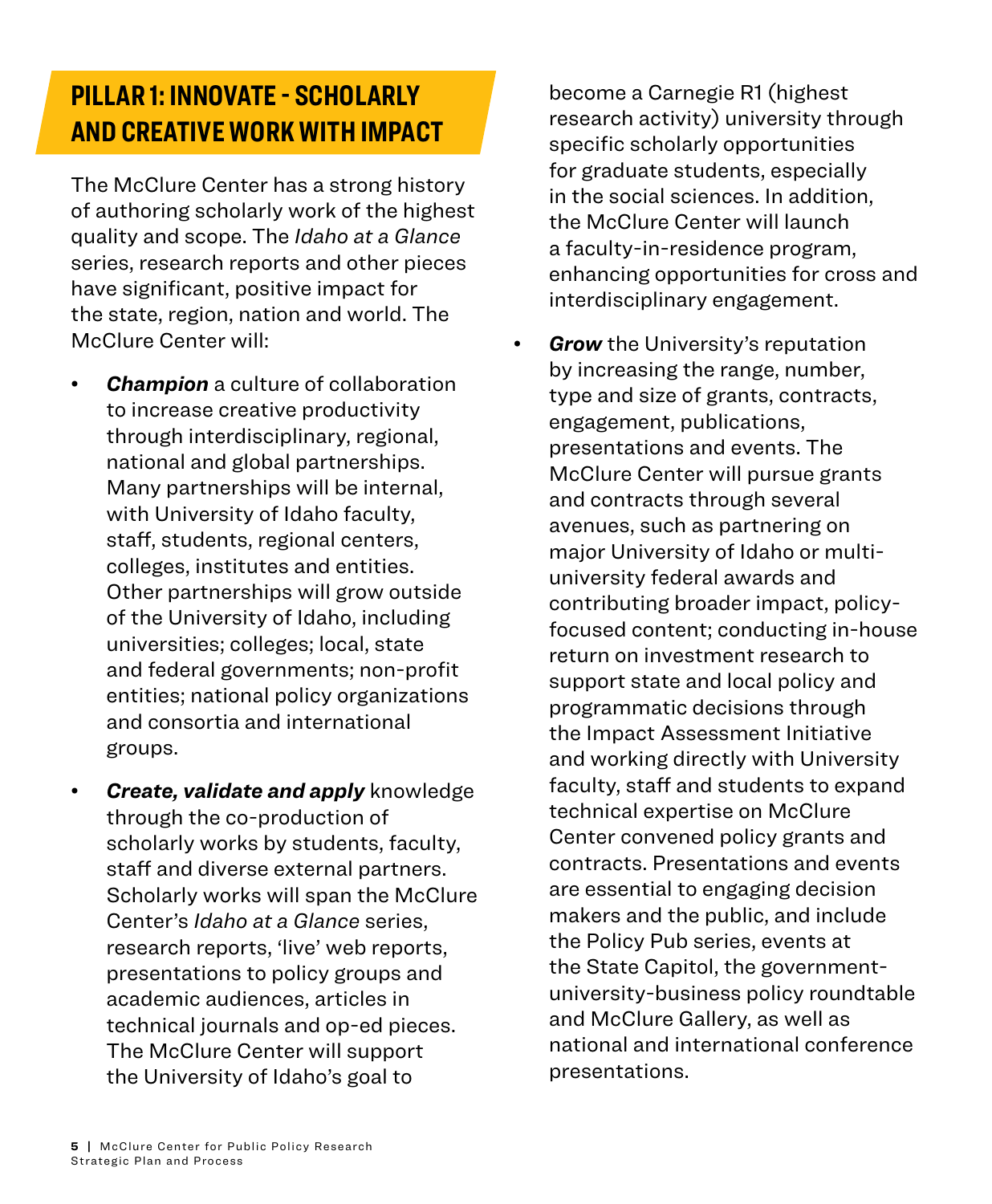## PILLAR 1: INNOVATE - SCHOLARLY AND CREATIVE WORK WITH IMPACT

The McClure Center has a strong history of authoring scholarly work of the highest quality and scope. The *Idaho at a Glance* series, research reports and other pieces have significant, positive impact for the state, region, nation and world. The McClure Center will:

- ***Champion*** a culture of collaboration to increase creative productivity through interdisciplinary, regional, national and global partnerships. Many partnerships will be internal, with University of Idaho faculty, staff, students, regional centers, colleges, institutes and entities. Other partnerships will grow outside of the University of Idaho, including universities; colleges; local, state and federal governments; non-profit entities; national policy organizations and consortia and international groups.
- ***Create, validate and apply*** knowledge through the co-production of scholarly works by students, faculty, staff and diverse external partners. Scholarly works will span the McClure Center's *Idaho at a Glance* series, research reports, 'live' web reports, presentations to policy groups and academic audiences, articles in technical journals and op-ed pieces. The McClure Center will support the University of Idaho's goal to become a Carnegie R1 (highest research activity) university through specific scholarly opportunities for graduate students, especially in the social sciences. In addition, the McClure Center will launch a faculty-in-residence program, enhancing opportunities for cross and interdisciplinary engagement.
- ***Grow*** the University's reputation by increasing the range, number, type and size of grants, contracts, engagement, publications, presentations and events. The McClure Center will pursue grants and contracts through several avenues, such as partnering on major University of Idaho or multi-university federal awards and contributing broader impact, policy-focused content; conducting in-house return on investment research to support state and local policy and programmatic decisions through the Impact Assessment Initiative and working directly with University faculty, staff and students to expand technical expertise on McClure Center convened policy grants and contracts. Presentations and events are essential to engaging decision makers and the public, and include the Policy Pub series, events at the State Capitol, the government-university-business policy roundtable and McClure Gallery, as well as national and international conference presentations.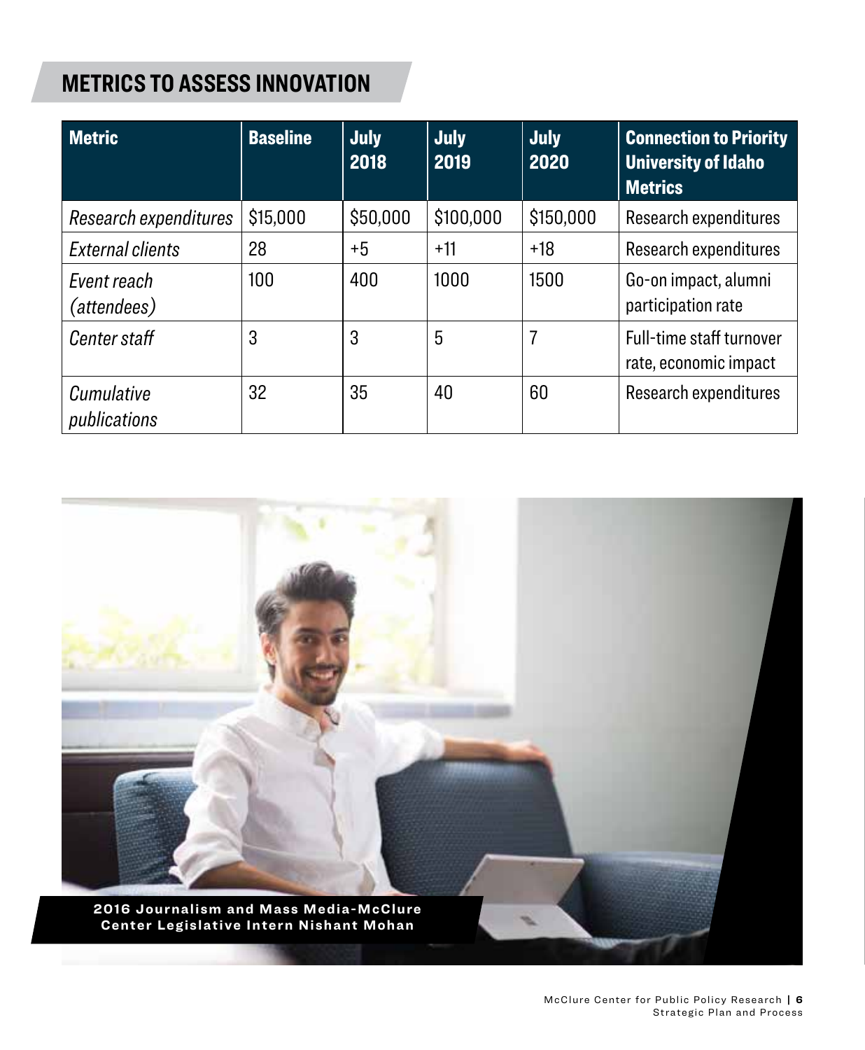## METRICS TO ASSESS INNOVATION

| Metric | Baseline | July 2018 | July 2019 | July 2020 | Connection to Priority University of Idaho Metrics |
|---|---|---|---|---|---|
| *Research expenditures* | $15,000 | $50,000 | $100,000 | $150,000 | Research expenditures |
| *External clients* | 28 | +5 | +11 | +18 | Research expenditures |
| *Event reach (attendees)* | 100 | 400 | 1000 | 1500 | Go-on impact, alumni participation rate |
| *Center staff* | 3 | 3 | 5 | 7 | Full-time staff turnover rate, economic impact |
| *Cumulative publications* | 32 | 35 | 40 | 60 | Research expenditures |

2016 Journalism and Mass Media-McClure Center Legislative Intern Nishant Mohan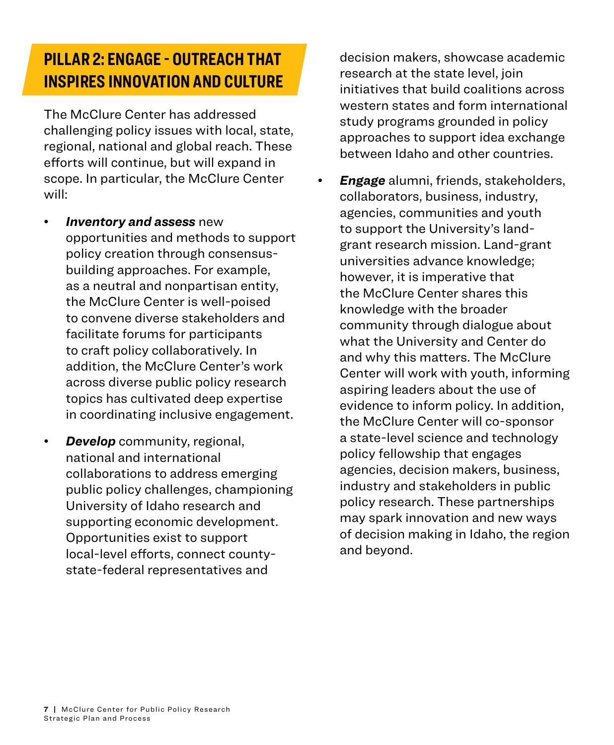## PILLAR 2: ENGAGE - OUTREACH THAT INSPIRES INNOVATION AND CULTURE

The McClure Center has addressed challenging policy issues with local, state, regional, national and global reach. These efforts will continue, but will expand in scope. In particular, the McClure Center will:

- ***Inventory and assess*** new opportunities and methods to support policy creation through consensus-building approaches. For example, as a neutral and nonpartisan entity, the McClure Center is well-poised to convene diverse stakeholders and facilitate forums for participants to craft policy collaboratively. In addition, the McClure Center's work across diverse public policy research topics has cultivated deep expertise in coordinating inclusive engagement.
- ***Develop*** community, regional, national and international collaborations to address emerging public policy challenges, championing University of Idaho research and supporting economic development. Opportunities exist to support local-level efforts, connect county-state-federal representatives and decision makers, showcase academic research at the state level, join initiatives that build coalitions across western states and form international study programs grounded in policy approaches to support idea exchange between Idaho and other countries.
- ***Engage*** alumni, friends, stakeholders, collaborators, business, industry, agencies, communities and youth to support the University's land-grant research mission. Land-grant universities advance knowledge; however, it is imperative that the McClure Center shares this knowledge with the broader community through dialogue about what the University and Center do and why this matters. The McClure Center will work with youth, informing aspiring leaders about the use of evidence to inform policy. In addition, the McClure Center will co-sponsor a state-level science and technology policy fellowship that engages agencies, decision makers, business, industry and stakeholders in public policy research. These partnerships may spark innovation and new ways of decision making in Idaho, the region and beyond.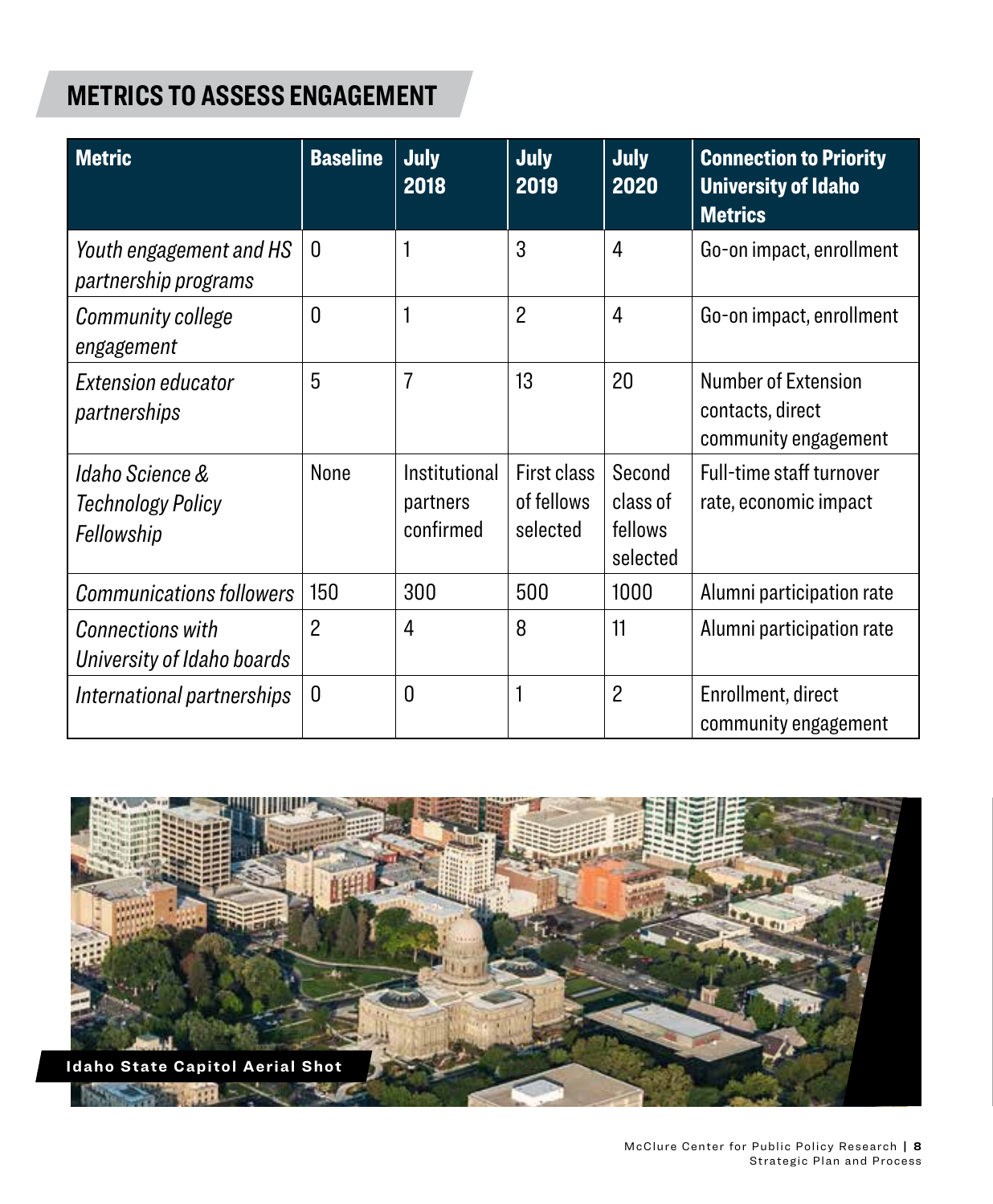## METRICS TO ASSESS ENGAGEMENT

| Metric | Baseline | July 2018 | July 2019 | July 2020 | Connection to Priority University of Idaho Metrics |
|---|---|---|---|---|---|
| *Youth engagement and HS partnership programs* | 0 | 1 | 3 | 4 | Go-on impact, enrollment |
| *Community college engagement* | 0 | 1 | 2 | 4 | Go-on impact, enrollment |
| *Extension educator partnerships* | 5 | 7 | 13 | 20 | Number of Extension contacts, direct community engagement |
| *Idaho Science & Technology Policy Fellowship* | None | Institutional partners confirmed | First class of fellows selected | Second class of fellows selected | Full-time staff turnover rate, economic impact |
| *Communications followers* | 150 | 300 | 500 | 1000 | Alumni participation rate |
| *Connections with University of Idaho boards* | 2 | 4 | 8 | 11 | Alumni participation rate |
| *International partnerships* | 0 | 0 | 1 | 2 | Enrollment, direct community engagement |

Idaho State Capitol Aerial Shot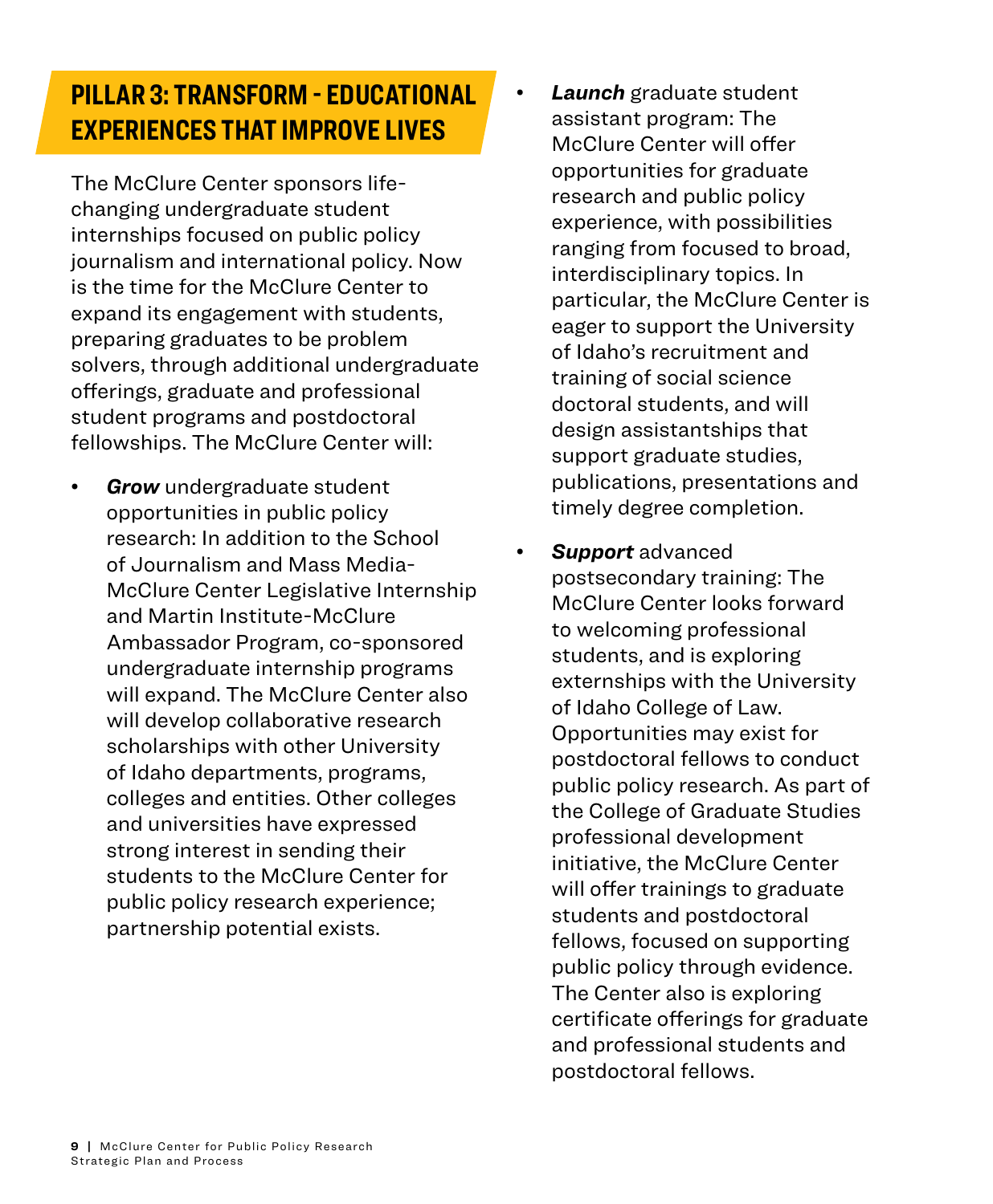## PILLAR 3: TRANSFORM - EDUCATIONAL EXPERIENCES THAT IMPROVE LIVES

The McClure Center sponsors life-changing undergraduate student internships focused on public policy journalism and international policy. Now is the time for the McClure Center to expand its engagement with students, preparing graduates to be problem solvers, through additional undergraduate offerings, graduate and professional student programs and postdoctoral fellowships. The McClure Center will:

- ***Grow*** undergraduate student opportunities in public policy research: In addition to the School of Journalism and Mass Media-McClure Center Legislative Internship and Martin Institute-McClure Ambassador Program, co-sponsored undergraduate internship programs will expand. The McClure Center also will develop collaborative research scholarships with other University of Idaho departments, programs, colleges and entities. Other colleges and universities have expressed strong interest in sending their students to the McClure Center for public policy research experience; partnership potential exists.

- ***Launch*** graduate student assistant program: The McClure Center will offer opportunities for graduate research and public policy experience, with possibilities ranging from focused to broad, interdisciplinary topics. In particular, the McClure Center is eager to support the University of Idaho's recruitment and training of social science doctoral students, and will design assistantships that support graduate studies, publications, presentations and timely degree completion.

- ***Support*** advanced postsecondary training: The McClure Center looks forward to welcoming professional students, and is exploring externships with the University of Idaho College of Law. Opportunities may exist for postdoctoral fellows to conduct public policy research. As part of the College of Graduate Studies professional development initiative, the McClure Center will offer trainings to graduate students and postdoctoral fellows, focused on supporting public policy through evidence. The Center also is exploring certificate offerings for graduate and professional students and postdoctoral fellows.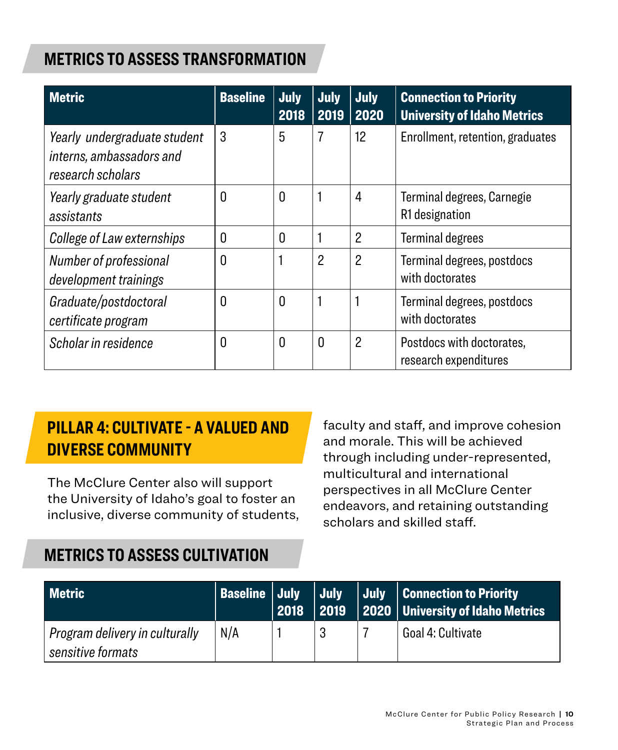## METRICS TO ASSESS TRANSFORMATION

| Metric | Baseline | July 2018 | July 2019 | July 2020 | Connection to Priority University of Idaho Metrics |
|---|---|---|---|---|---|
| *Yearly undergraduate student interns, ambassadors and research scholars* | 3 | 5 | 7 | 12 | Enrollment, retention, graduates |
| *Yearly graduate student assistants* | 0 | 0 | 1 | 4 | Terminal degrees, Carnegie R1 designation |
| *College of Law externships* | 0 | 0 | 1 | 2 | Terminal degrees |
| *Number of professional development trainings* | 0 | 1 | 2 | 2 | Terminal degrees, postdocs with doctorates |
| *Graduate/postdoctoral certificate program* | 0 | 0 | 1 | 1 | Terminal degrees, postdocs with doctorates |
| *Scholar in residence* | 0 | 0 | 0 | 2 | Postdocs with doctorates, research expenditures |

## PILLAR 4: CULTIVATE - A VALUED AND DIVERSE COMMUNITY

The McClure Center also will support the University of Idaho's goal to foster an inclusive, diverse community of students, faculty and staff, and improve cohesion and morale. This will be achieved through including under-represented, multicultural and international perspectives in all McClure Center endeavors, and retaining outstanding scholars and skilled staff.

## METRICS TO ASSESS CULTIVATION

| Metric | Baseline | July 2018 | July 2019 | July 2020 | Connection to Priority University of Idaho Metrics |
|---|---|---|---|---|---|
| *Program delivery in culturally sensitive formats* | N/A | 1 | 3 | 7 | Goal 4: Cultivate |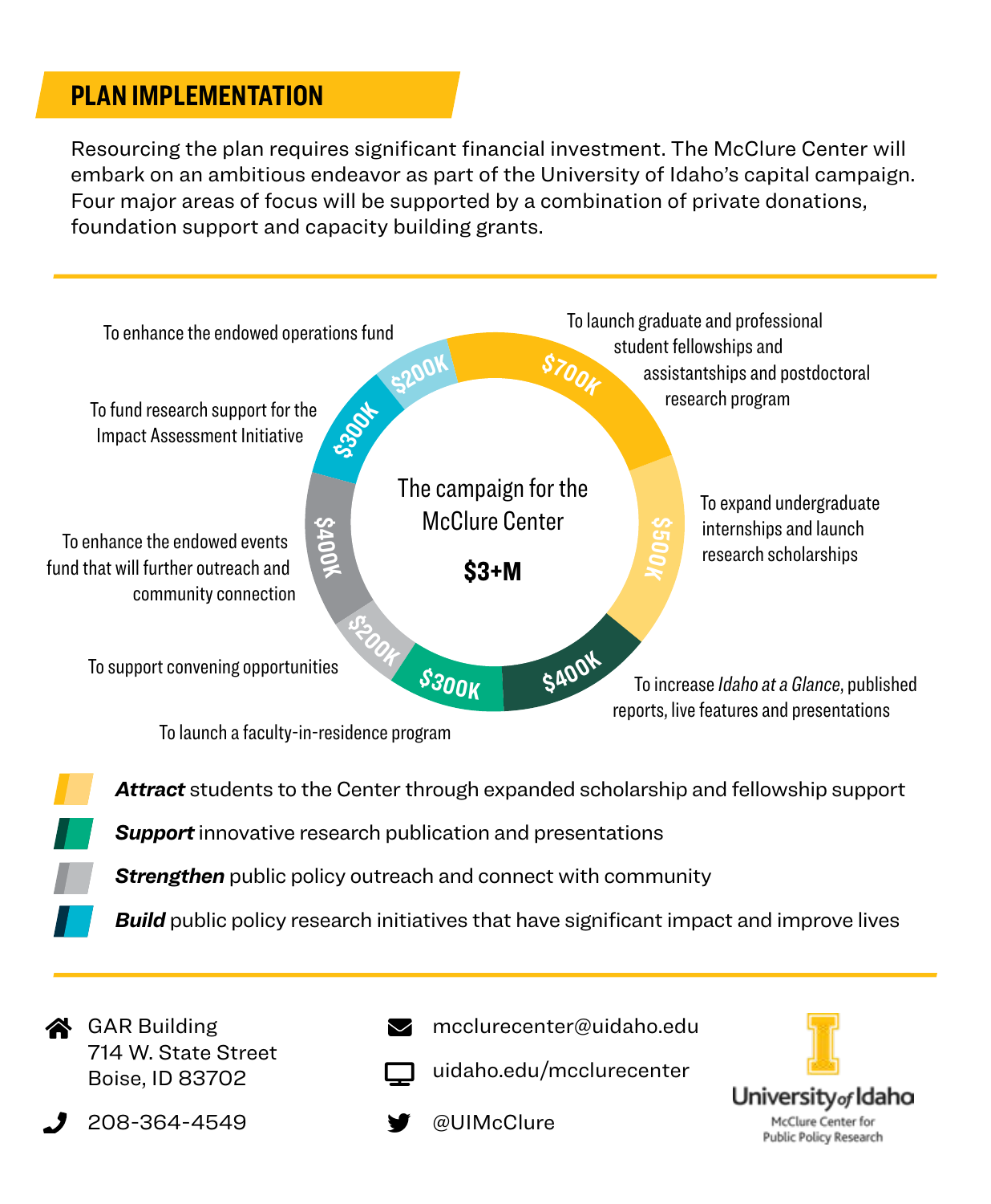## PLAN IMPLEMENTATION

Resourcing the plan requires significant financial investment. The McClure Center will embark on an ambitious endeavor as part of the University of Idaho's capital campaign. Four major areas of focus will be supported by a combination of private donations, foundation support and capacity building grants.

The campaign for the McClure Center

**$3+M**

$700K — To launch graduate and professional student fellowships and assistantships and postdoctoral research program

$500K — To expand undergraduate internships and launch research scholarships

$400K — To increase *Idaho at a Glance*, published reports, live features and presentations

$300K — To launch a faculty-in-residence program

$200K — To support convening opportunities

$400K — To enhance the endowed events fund that will further outreach and community connection

$300K — To fund research support for the Impact Assessment Initiative

$200K — To enhance the endowed operations fund

***Attract*** students to the Center through expanded scholarship and fellowship support

***Support*** innovative research publication and presentations

***Strengthen*** public policy outreach and connect with community

***Build*** public policy research initiatives that have significant impact and improve lives

GAR Building
714 W. State Street
Boise, ID 83702

208-364-4549

mcclurecenter@uidaho.edu

uidaho.edu/mcclurecenter

@UIMcClure

University of Idaho
McClure Center for Public Policy Research